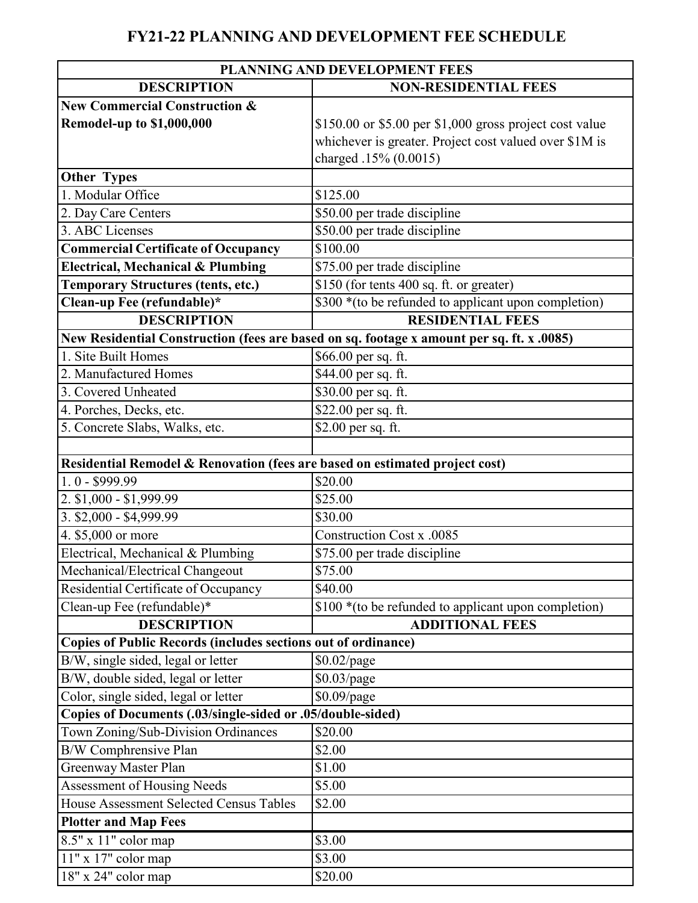# FY21-22 PLANNING AND DEVELOPMENT FEE SCHEDULE

| PLANNING AND DEVELOPMENT FEES | |
|---|---|
| **DESCRIPTION** | **NON-RESIDENTIAL FEES** |
| **New Commercial Construction & Remodel-up to $1,000,000** | $150.00 or $5.00 per $1,000 gross project cost value whichever is greater. Project cost valued over $1M is charged .15% (0.0015) |
| **Other Types** | |
| 1. Modular Office | $125.00 |
| 2. Day Care Centers | $50.00 per trade discipline |
| 3. ABC Licenses | $50.00 per trade discipline |
| **Commercial Certificate of Occupancy** | $100.00 |
| **Electrical, Mechanical & Plumbing** | $75.00 per trade discipline |
| **Temporary Structures (tents, etc.)** | $150 (for tents 400 sq. ft. or greater) |
| **Clean-up Fee (refundable)*** | $300 *(to be refunded to applicant upon completion) |
| **DESCRIPTION** | **RESIDENTIAL FEES** |
| **New Residential Construction (fees are based on sq. footage x amount per sq. ft. x .0085)** | |
| 1. Site Built Homes | $66.00 per sq. ft. |
| 2. Manufactured Homes | $44.00 per sq. ft. |
| 3. Covered Unheated | $30.00 per sq. ft. |
| 4. Porches, Decks, etc. | $22.00 per sq. ft. |
| 5. Concrete Slabs, Walks, etc. | $2.00 per sq. ft. |
| | |
| **Residential Remodel & Renovation (fees are based on estimated project cost)** | |
| 1. 0 - $999.99 | $20.00 |
| 2. $1,000 - $1,999.99 | $25.00 |
| 3. $2,000 - $4,999.99 | $30.00 |
| 4. $5,000 or more | Construction Cost x .0085 |
| Electrical, Mechanical & Plumbing | $75.00 per trade discipline |
| Mechanical/Electrical Changeout | $75.00 |
| Residential Certificate of Occupancy | $40.00 |
| Clean-up Fee (refundable)* | $100 *(to be refunded to applicant upon completion) |
| **DESCRIPTION** | **ADDITIONAL FEES** |
| **Copies of Public Records (includes sections out of ordinance)** | |
| B/W, single sided, legal or letter | $0.02/page |
| B/W, double sided, legal or letter | $0.03/page |
| Color, single sided, legal or letter | $0.09/page |
| **Copies of Documents (.03/single-sided or .05/double-sided)** | |
| Town Zoning/Sub-Division Ordinances | $20.00 |
| B/W Comphrensive Plan | $2.00 |
| Greenway Master Plan | $1.00 |
| Assessment of Housing Needs | $5.00 |
| House Assessment Selected Census Tables | $2.00 |
| **Plotter and Map Fees** | |
| 8.5" x 11" color map | $3.00 |
| 11" x 17" color map | $3.00 |
| 18" x 24" color map | $20.00 |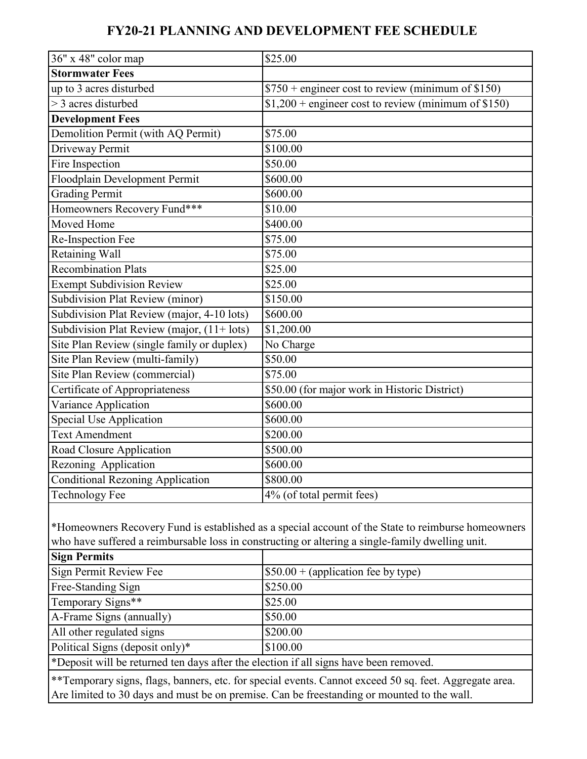# FY20-21 PLANNING AND DEVELOPMENT FEE SCHEDULE

| | |
|---|---|
| 36" x 48" color map | $25.00 |
| **Stormwater Fees** | |
| up to 3 acres disturbed | $750 + engineer cost to review (minimum of $150) |
| > 3 acres disturbed | $1,200 + engineer cost to review (minimum of $150) |
| **Development Fees** | |
| Demolition Permit (with AQ Permit) | $75.00 |
| Driveway Permit | $100.00 |
| Fire Inspection | $50.00 |
| Floodplain Development Permit | $600.00 |
| Grading Permit | $600.00 |
| Homeowners Recovery Fund*** | $10.00 |
| Moved Home | $400.00 |
| Re-Inspection Fee | $75.00 |
| Retaining Wall | $75.00 |
| Recombination Plats | $25.00 |
| Exempt Subdivision Review | $25.00 |
| Subdivision Plat Review (minor) | $150.00 |
| Subdivision Plat Review (major, 4-10 lots) | $600.00 |
| Subdivision Plat Review (major, (11+ lots) | $1,200.00 |
| Site Plan Review (single family or duplex) | No Charge |
| Site Plan Review (multi-family) | $50.00 |
| Site Plan Review (commercial) | $75.00 |
| Certificate of Appropriateness | $50.00 (for major work in Historic District) |
| Variance Application | $600.00 |
| Special Use Application | $600.00 |
| Text Amendment | $200.00 |
| Road Closure Application | $500.00 |
| Rezoning Application | $600.00 |
| Conditional Rezoning Application | $800.00 |
| Technology Fee | 4% (of total permit fees) |

*Homeowners Recovery Fund is established as a special account of the State to reimburse homeowners who have suffered a reimbursable loss in constructing or altering a single-family dwelling unit.

| | |
|---|---|
| **Sign Permits** | |
| Sign Permit Review Fee | $50.00 + (application fee by type) |
| Free-Standing Sign | $250.00 |
| Temporary Signs** | $25.00 |
| A-Frame Signs (annually) | $50.00 |
| All other regulated signs | $200.00 |
| Political Signs (deposit only)* | $100.00 |

*Deposit will be returned ten days after the election if all signs have been removed.

**Temporary signs, flags, banners, etc. for special events. Cannot exceed 50 sq. feet. Aggregate area. Are limited to 30 days and must be on premise. Can be freestanding or mounted to the wall.